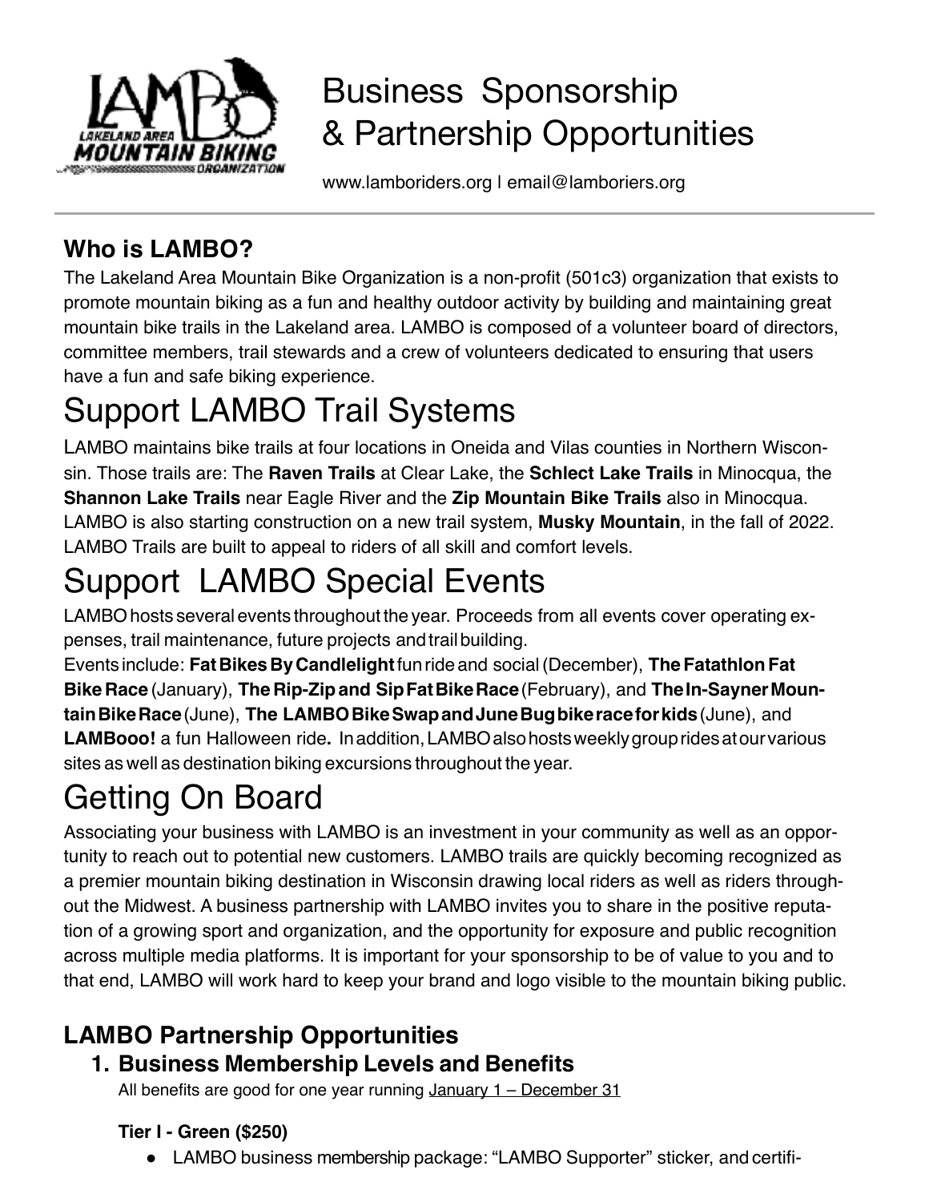# Business Sponsorship & Partnership Opportunities

www.lamboriders.org | email@lamboriers.org

## Who is LAMBO?

The Lakeland Area Mountain Bike Organization is a non-profit (501c3) organization that exists to promote mountain biking as a fun and healthy outdoor activity by building and maintaining great mountain bike trails in the Lakeland area. LAMBO is composed of a volunteer board of directors, committee members, trail stewards and a crew of volunteers dedicated to ensuring that users have a fun and safe biking experience.

# Support LAMBO Trail Systems

LAMBO maintains bike trails at four locations in Oneida and Vilas counties in Northern Wisconsin. Those trails are: The **Raven Trails** at Clear Lake, the **Schlect Lake Trails** in Minocqua, the **Shannon Lake Trails** near Eagle River and the **Zip Mountain Bike Trails** also in Minocqua. LAMBO is also starting construction on a new trail system, **Musky Mountain**, in the fall of 2022. LAMBO Trails are built to appeal to riders of all skill and comfort levels.

# Support LAMBO Special Events

LAMBO hosts several events throughout the year. Proceeds from all events cover operating expenses, trail maintenance, future projects and trail building.

Events include: **Fat Bikes By Candlelight** fun ride and social (December), **The Fatathlon Fat Bike Race** (January), **The Rip-Zip and Sip Fat Bike Race** (February), and **The In-Sayner Mountain Bike Race** (June), **The LAMBO Bike Swap and June Bug bike race for kids** (June), and **LAMBooo!** a fun Halloween ride**.** In addition, LAMBO also hosts weekly group rides at our various sites as well as destination biking excursions throughout the year.

# Getting On Board

Associating your business with LAMBO is an investment in your community as well as an opportunity to reach out to potential new customers. LAMBO trails are quickly becoming recognized as a premier mountain biking destination in Wisconsin drawing local riders as well as riders throughout the Midwest. A business partnership with LAMBO invites you to share in the positive reputation of a growing sport and organization, and the opportunity for exposure and public recognition across multiple media platforms. It is important for your sponsorship to be of value to you and to that end, LAMBO will work hard to keep your brand and logo visible to the mountain biking public.

## LAMBO Partnership Opportunities

### 1. Business Membership Levels and Benefits

All benefits are good for one year running January 1 – December 31

**Tier I - Green ($250)**

- LAMBO business membership package: "LAMBO Supporter" sticker, and certifi-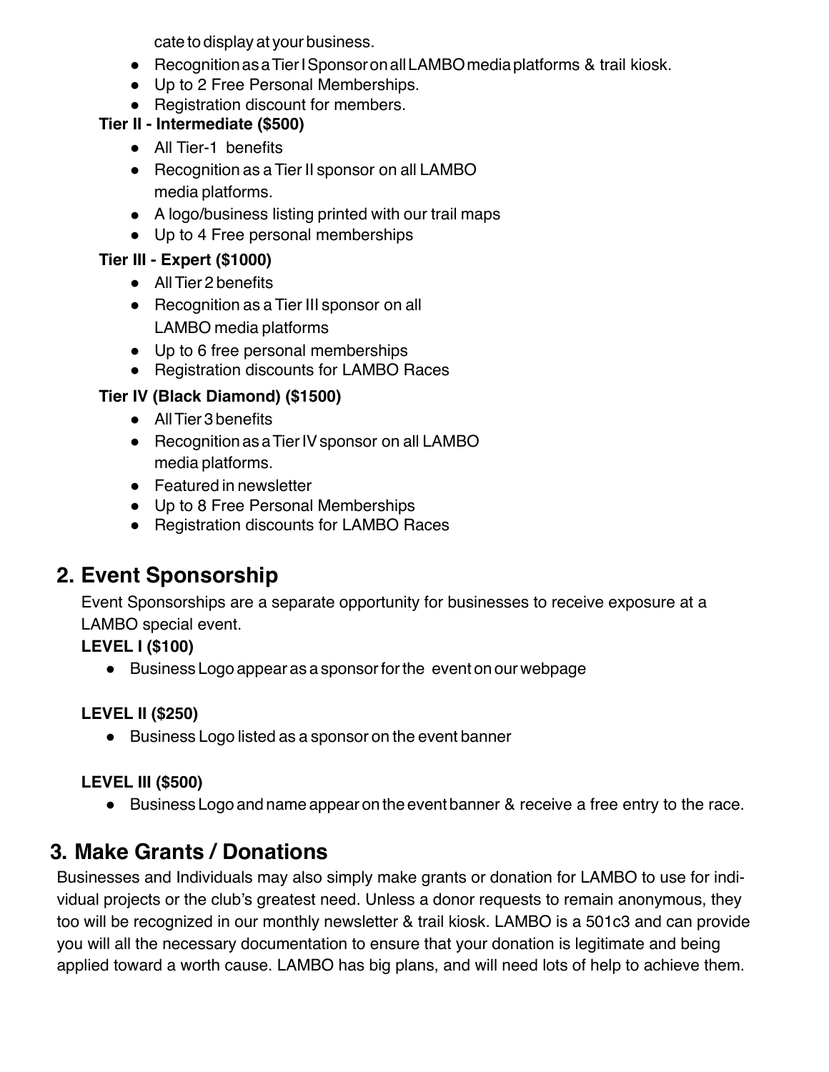cate to display at your business.

- Recognition as a Tier I Sponsor on all LAMBO media platforms & trail kiosk.
- Up to 2 Free Personal Memberships.
- Registration discount for members.

**Tier II - Intermediate ($500)**

- All Tier-1 benefits
- Recognition as a Tier II sponsor on all LAMBO media platforms.
- A logo/business listing printed with our trail maps
- Up to 4 Free personal memberships

**Tier III - Expert ($1000)**

- All Tier 2 benefits
- Recognition as a Tier III sponsor on all LAMBO media platforms
- Up to 6 free personal memberships
- Registration discounts for LAMBO Races

**Tier IV (Black Diamond) ($1500)**

- All Tier 3 benefits
- Recognition as a Tier IV sponsor on all LAMBO media platforms.
- Featured in newsletter
- Up to 8 Free Personal Memberships
- Registration discounts for LAMBO Races

## 2. Event Sponsorship

Event Sponsorships are a separate opportunity for businesses to receive exposure at a LAMBO special event.

**LEVEL I ($100)**

- Business Logo appear as a sponsor for the event on our webpage

**LEVEL II ($250)**

- Business Logo listed as a sponsor on the event banner

**LEVEL III ($500)**

- Business Logo and name appear on the event banner & receive a free entry to the race.

## 3. Make Grants / Donations

Businesses and Individuals may also simply make grants or donation for LAMBO to use for individual projects or the club's greatest need. Unless a donor requests to remain anonymous, they too will be recognized in our monthly newsletter & trail kiosk. LAMBO is a 501c3 and can provide you will all the necessary documentation to ensure that your donation is legitimate and being applied toward a worth cause. LAMBO has big plans, and will need lots of help to achieve them.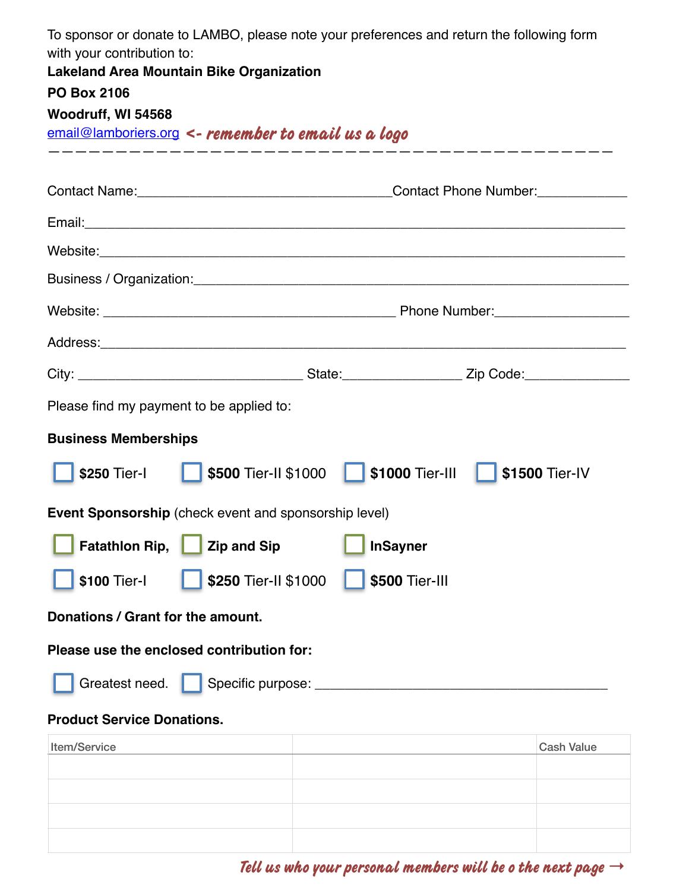To sponsor or donate to LAMBO, please note your preferences and return the following form with your contribution to:

**Lakeland Area Mountain Bike Organization**

**PO Box 2106**

**Woodruff, WI 54568**

email@lamboriers.org *<- remember to email us a logo*

— — — — — — — — — — — — — — — — — — — — — — — — — — — — — — — — — — — — — — — —

Contact Name:__________________________________Contact Phone Number:____________

Email:______________________________________________________________________

Website:____________________________________________________________________

Business / Organization:______________________________________________________

Website: _______________________________________ Phone Number:__________________

Address:_____________________________________________________________________

City: ______________________________ State:_______________ Zip Code:______________

Please find my payment to be applied to:

**Business Memberships**

☐ **$250** Tier-I ☐ **$500** Tier-II $1000 ☐ **$1000** Tier-III ☐ **$1500** Tier-IV

**Event Sponsorship** (check event and sponsorship level)

☐ **Fatathlon Rip,** ☐ **Zip and Sip** ☐ **InSayner**

☐ **$100** Tier-I ☐ **$250** Tier-II $1000 ☐ **$500** Tier-III

**Donations / Grant for the amount.**

**Please use the enclosed contribution for:**

☐ Greatest need. ☐ Specific purpose: ________________________________________

**Product Service Donations.**

| Item/Service | | Cash Value |
|---|---|---|
| | | |
| | | |
| | | |
| | | |

*Tell us who your personal members will be o the next page →*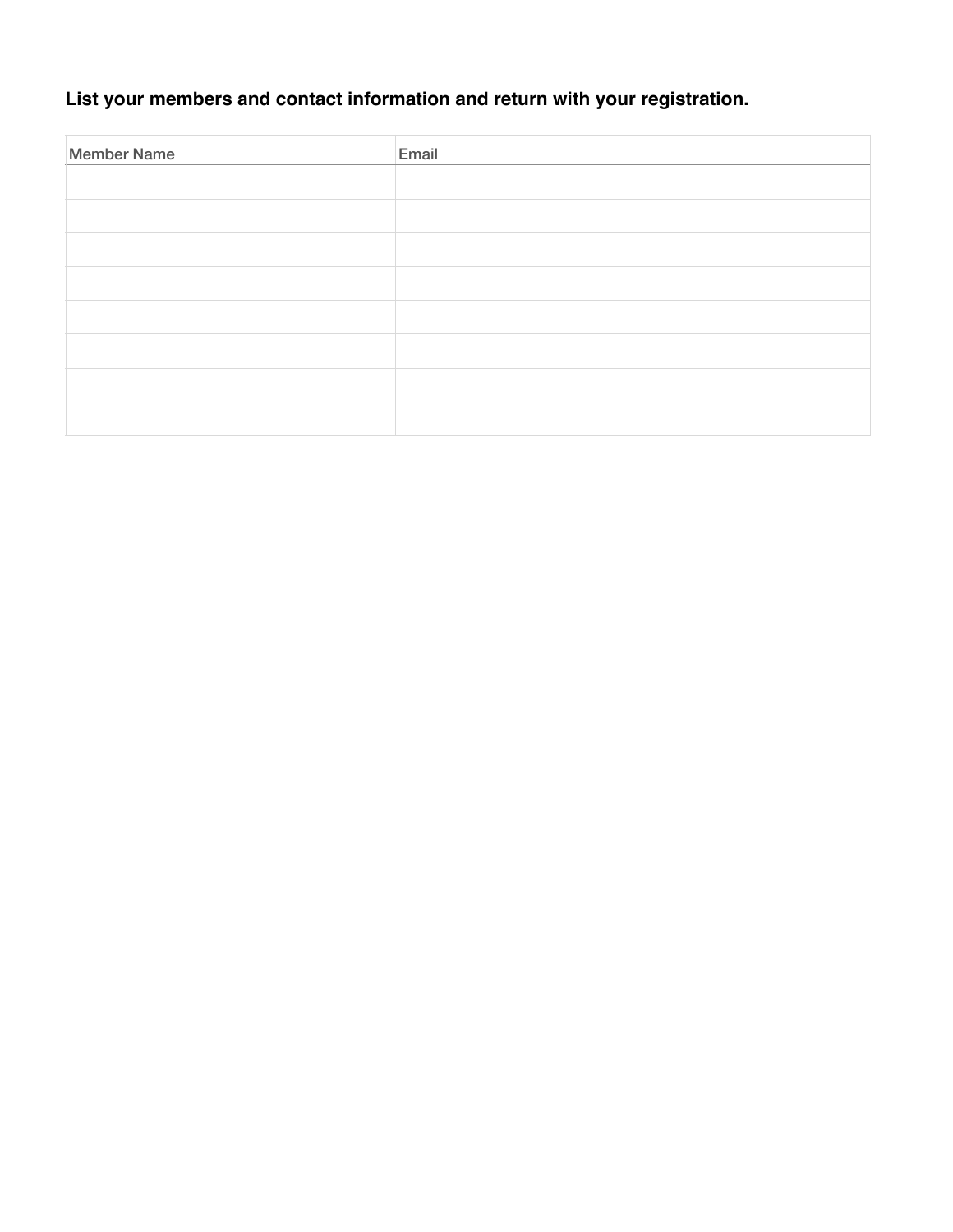**List your members and contact information and return with your registration.**

| Member Name | Email |
|---|---|
| | |
| | |
| | |
| | |
| | |
| | |
| | |
| | |